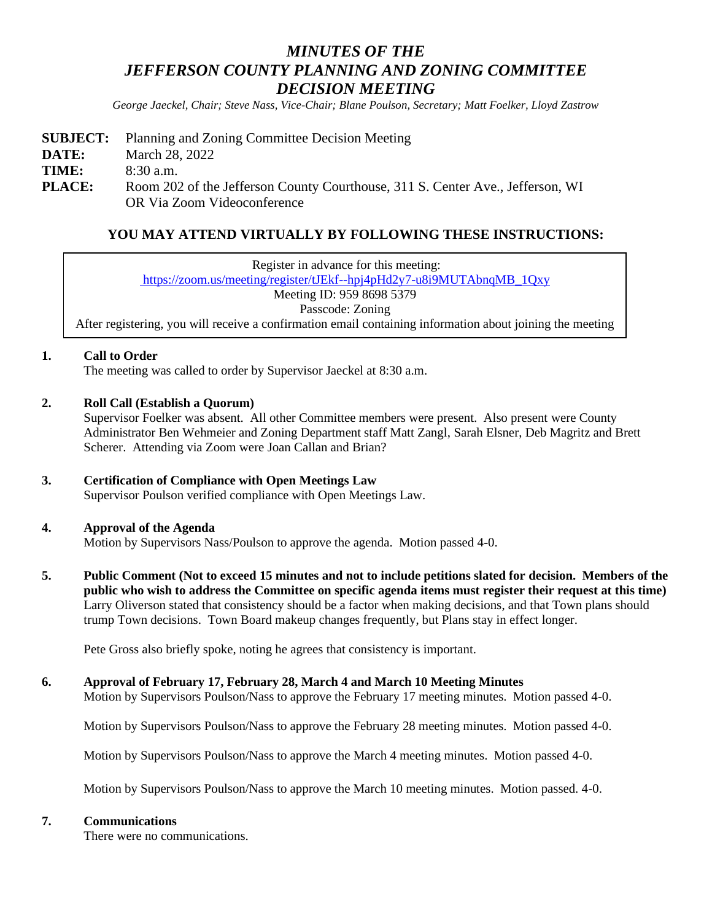# *MINUTES OF THE JEFFERSON COUNTY PLANNING AND ZONING COMMITTEE DECISION MEETING*

*George Jaeckel, Chair; Steve Nass, Vice-Chair; Blane Poulson, Secretary; Matt Foelker, Lloyd Zastrow*

**SUBJECT:** Planning and Zoning Committee Decision Meeting
**DATE:** March 28, 2022
**TIME:** 8:30 a.m.
**PLACE:** Room 202 of the Jefferson County Courthouse, 311 S. Center Ave., Jefferson, WI OR Via Zoom Videoconference

## YOU MAY ATTEND VIRTUALLY BY FOLLOWING THESE INSTRUCTIONS:

Register in advance for this meeting:
https://zoom.us/meeting/register/tJEkf--hpj4pHd2y7-u8i9MUTAbnqMB_1Qxy
Meeting ID: 959 8698 5379
Passcode: Zoning
After registering, you will receive a confirmation email containing information about joining the meeting

**1. Call to Order**
The meeting was called to order by Supervisor Jaeckel at 8:30 a.m.

**2. Roll Call (Establish a Quorum)**
Supervisor Foelker was absent. All other Committee members were present. Also present were County Administrator Ben Wehmeier and Zoning Department staff Matt Zangl, Sarah Elsner, Deb Magritz and Brett Scherer. Attending via Zoom were Joan Callan and Brian?

**3. Certification of Compliance with Open Meetings Law**
Supervisor Poulson verified compliance with Open Meetings Law.

**4. Approval of the Agenda**
Motion by Supervisors Nass/Poulson to approve the agenda. Motion passed 4-0.

**5. Public Comment (Not to exceed 15 minutes and not to include petitions slated for decision. Members of the public who wish to address the Committee on specific agenda items must register their request at this time)**
Larry Oliverson stated that consistency should be a factor when making decisions, and that Town plans should trump Town decisions. Town Board makeup changes frequently, but Plans stay in effect longer.

Pete Gross also briefly spoke, noting he agrees that consistency is important.

**6. Approval of February 17, February 28, March 4 and March 10 Meeting Minutes**
Motion by Supervisors Poulson/Nass to approve the February 17 meeting minutes. Motion passed 4-0.

Motion by Supervisors Poulson/Nass to approve the February 28 meeting minutes. Motion passed 4-0.

Motion by Supervisors Poulson/Nass to approve the March 4 meeting minutes. Motion passed 4-0.

Motion by Supervisors Poulson/Nass to approve the March 10 meeting minutes. Motion passed. 4-0.

**7. Communications**
There were no communications.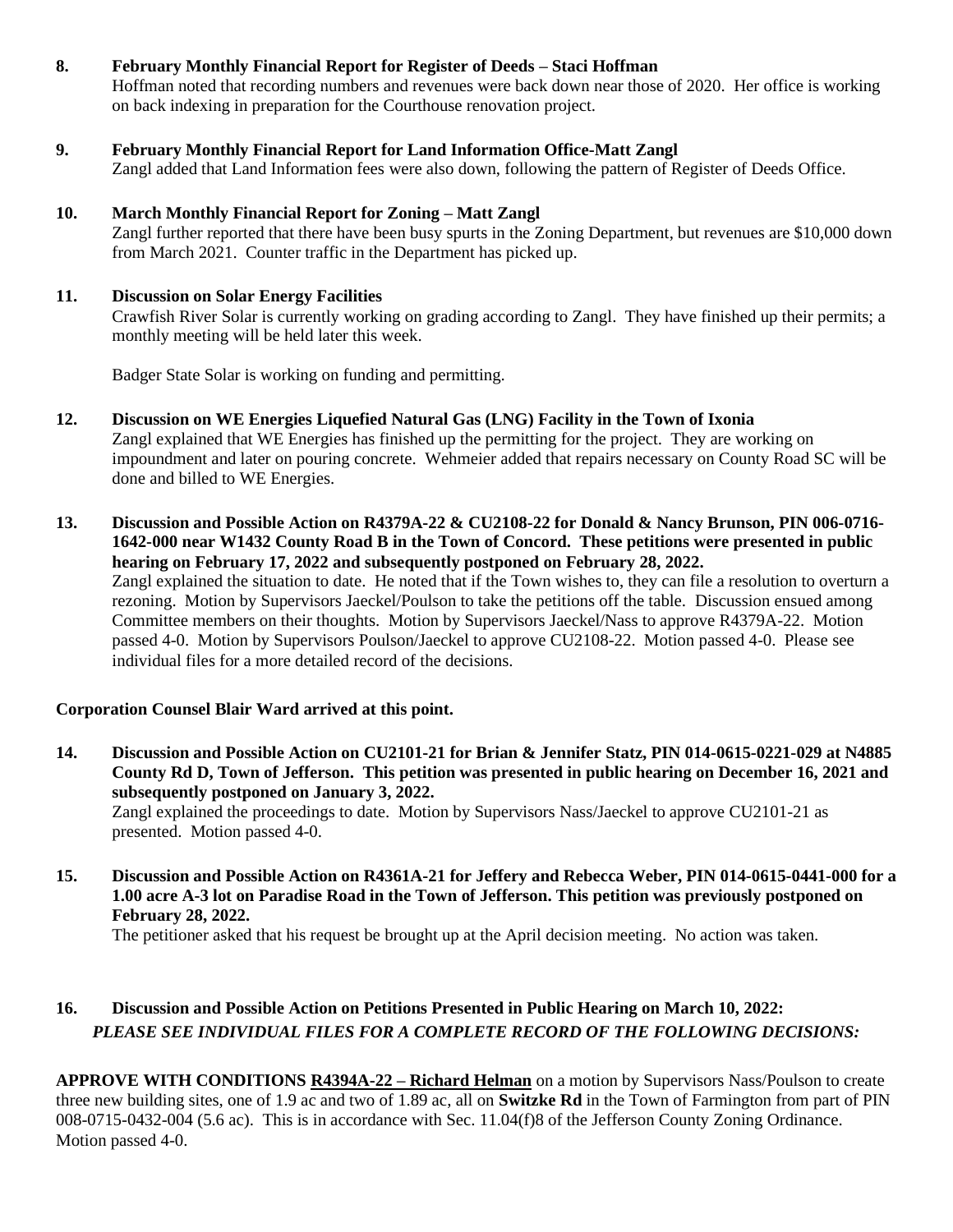**8. February Monthly Financial Report for Register of Deeds – Staci Hoffman**

Hoffman noted that recording numbers and revenues were back down near those of 2020. Her office is working on back indexing in preparation for the Courthouse renovation project.

**9. February Monthly Financial Report for Land Information Office-Matt Zangl**

Zangl added that Land Information fees were also down, following the pattern of Register of Deeds Office.

**10. March Monthly Financial Report for Zoning – Matt Zangl**

Zangl further reported that there have been busy spurts in the Zoning Department, but revenues are $10,000 down from March 2021. Counter traffic in the Department has picked up.

**11. Discussion on Solar Energy Facilities**

Crawfish River Solar is currently working on grading according to Zangl. They have finished up their permits; a monthly meeting will be held later this week.

Badger State Solar is working on funding and permitting.

**12. Discussion on WE Energies Liquefied Natural Gas (LNG) Facility in the Town of Ixonia**

Zangl explained that WE Energies has finished up the permitting for the project. They are working on impoundment and later on pouring concrete. Wehmeier added that repairs necessary on County Road SC will be done and billed to WE Energies.

**13. Discussion and Possible Action on R4379A-22 & CU2108-22 for Donald & Nancy Brunson, PIN 006-0716-1642-000 near W1432 County Road B in the Town of Concord. These petitions were presented in public hearing on February 17, 2022 and subsequently postponed on February 28, 2022.**

Zangl explained the situation to date. He noted that if the Town wishes to, they can file a resolution to overturn a rezoning. Motion by Supervisors Jaeckel/Poulson to take the petitions off the table. Discussion ensued among Committee members on their thoughts. Motion by Supervisors Jaeckel/Nass to approve R4379A-22. Motion passed 4-0. Motion by Supervisors Poulson/Jaeckel to approve CU2108-22. Motion passed 4-0. Please see individual files for a more detailed record of the decisions.

**Corporation Counsel Blair Ward arrived at this point.**

**14. Discussion and Possible Action on CU2101-21 for Brian & Jennifer Statz, PIN 014-0615-0221-029 at N4885 County Rd D, Town of Jefferson. This petition was presented in public hearing on December 16, 2021 and subsequently postponed on January 3, 2022.**

Zangl explained the proceedings to date. Motion by Supervisors Nass/Jaeckel to approve CU2101-21 as presented. Motion passed 4-0.

**15. Discussion and Possible Action on R4361A-21 for Jeffery and Rebecca Weber, PIN 014-0615-0441-000 for a 1.00 acre A-3 lot on Paradise Road in the Town of Jefferson. This petition was previously postponed on February 28, 2022.**

The petitioner asked that his request be brought up at the April decision meeting. No action was taken.

**16. Discussion and Possible Action on Petitions Presented in Public Hearing on March 10, 2022:**

***PLEASE SEE INDIVIDUAL FILES FOR A COMPLETE RECORD OF THE FOLLOWING DECISIONS:***

**APPROVE WITH CONDITIONS R4394A-22 – Richard Helman** on a motion by Supervisors Nass/Poulson to create three new building sites, one of 1.9 ac and two of 1.89 ac, all on **Switzke Rd** in the Town of Farmington from part of PIN 008-0715-0432-004 (5.6 ac). This is in accordance with Sec. 11.04(f)8 of the Jefferson County Zoning Ordinance. Motion passed 4-0.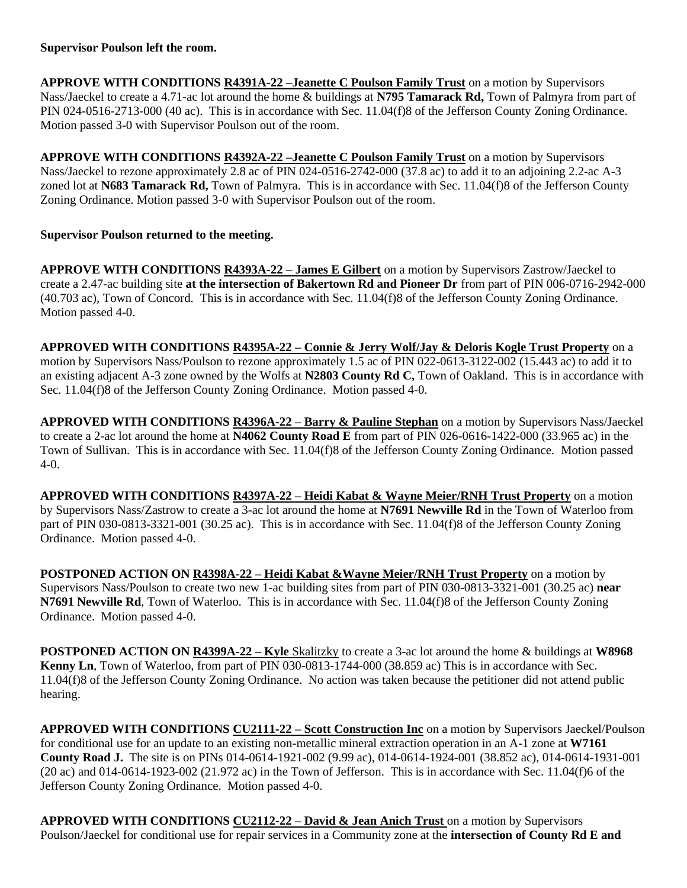**Supervisor Poulson left the room.**

**APPROVE WITH CONDITIONS R4391A-22 –Jeanette C Poulson Family Trust** on a motion by Supervisors Nass/Jaeckel to create a 4.71-ac lot around the home & buildings at **N795 Tamarack Rd,** Town of Palmyra from part of PIN 024-0516-2713-000 (40 ac). This is in accordance with Sec. 11.04(f)8 of the Jefferson County Zoning Ordinance. Motion passed 3-0 with Supervisor Poulson out of the room.

**APPROVE WITH CONDITIONS R4392A-22 –Jeanette C Poulson Family Trust** on a motion by Supervisors Nass/Jaeckel to rezone approximately 2.8 ac of PIN 024-0516-2742-000 (37.8 ac) to add it to an adjoining 2.2-ac A-3 zoned lot at **N683 Tamarack Rd,** Town of Palmyra. This is in accordance with Sec. 11.04(f)8 of the Jefferson County Zoning Ordinance. Motion passed 3-0 with Supervisor Poulson out of the room.

**Supervisor Poulson returned to the meeting.**

**APPROVE WITH CONDITIONS R4393A-22 – James E Gilbert** on a motion by Supervisors Zastrow/Jaeckel to create a 2.47-ac building site **at the intersection of Bakertown Rd and Pioneer Dr** from part of PIN 006-0716-2942-000 (40.703 ac), Town of Concord. This is in accordance with Sec. 11.04(f)8 of the Jefferson County Zoning Ordinance. Motion passed 4-0.

**APPROVED WITH CONDITIONS R4395A-22 – Connie & Jerry Wolf/Jay & Deloris Kogle Trust Property** on a motion by Supervisors Nass/Poulson to rezone approximately 1.5 ac of PIN 022-0613-3122-002 (15.443 ac) to add it to an existing adjacent A-3 zone owned by the Wolfs at **N2803 County Rd C,** Town of Oakland. This is in accordance with Sec. 11.04(f)8 of the Jefferson County Zoning Ordinance. Motion passed 4-0.

**APPROVED WITH CONDITIONS R4396A-22 – Barry & Pauline Stephan** on a motion by Supervisors Nass/Jaeckel to create a 2-ac lot around the home at **N4062 County Road E** from part of PIN 026-0616-1422-000 (33.965 ac) in the Town of Sullivan. This is in accordance with Sec. 11.04(f)8 of the Jefferson County Zoning Ordinance. Motion passed 4-0.

**APPROVED WITH CONDITIONS R4397A-22 – Heidi Kabat & Wayne Meier/RNH Trust Property** on a motion by Supervisors Nass/Zastrow to create a 3-ac lot around the home at **N7691 Newville Rd** in the Town of Waterloo from part of PIN 030-0813-3321-001 (30.25 ac). This is in accordance with Sec. 11.04(f)8 of the Jefferson County Zoning Ordinance. Motion passed 4-0.

**POSTPONED ACTION ON R4398A-22 – Heidi Kabat &Wayne Meier/RNH Trust Property** on a motion by Supervisors Nass/Poulson to create two new 1-ac building sites from part of PIN 030-0813-3321-001 (30.25 ac) **near N7691 Newville Rd**, Town of Waterloo. This is in accordance with Sec. 11.04(f)8 of the Jefferson County Zoning Ordinance. Motion passed 4-0.

**POSTPONED ACTION ON R4399A-22 – Kyle** Skalitzky to create a 3-ac lot around the home & buildings at **W8968 Kenny Ln**, Town of Waterloo, from part of PIN 030-0813-1744-000 (38.859 ac) This is in accordance with Sec. 11.04(f)8 of the Jefferson County Zoning Ordinance. No action was taken because the petitioner did not attend public hearing.

**APPROVED WITH CONDITIONS CU2111-22 – Scott Construction Inc** on a motion by Supervisors Jaeckel/Poulson for conditional use for an update to an existing non-metallic mineral extraction operation in an A-1 zone at **W7161 County Road J.** The site is on PINs 014-0614-1921-002 (9.99 ac), 014-0614-1924-001 (38.852 ac), 014-0614-1931-001 (20 ac) and 014-0614-1923-002 (21.972 ac) in the Town of Jefferson. This is in accordance with Sec. 11.04(f)6 of the Jefferson County Zoning Ordinance. Motion passed 4-0.

**APPROVED WITH CONDITIONS CU2112-22 – David & Jean Anich Trust** on a motion by Supervisors Poulson/Jaeckel for conditional use for repair services in a Community zone at the **intersection of County Rd E and**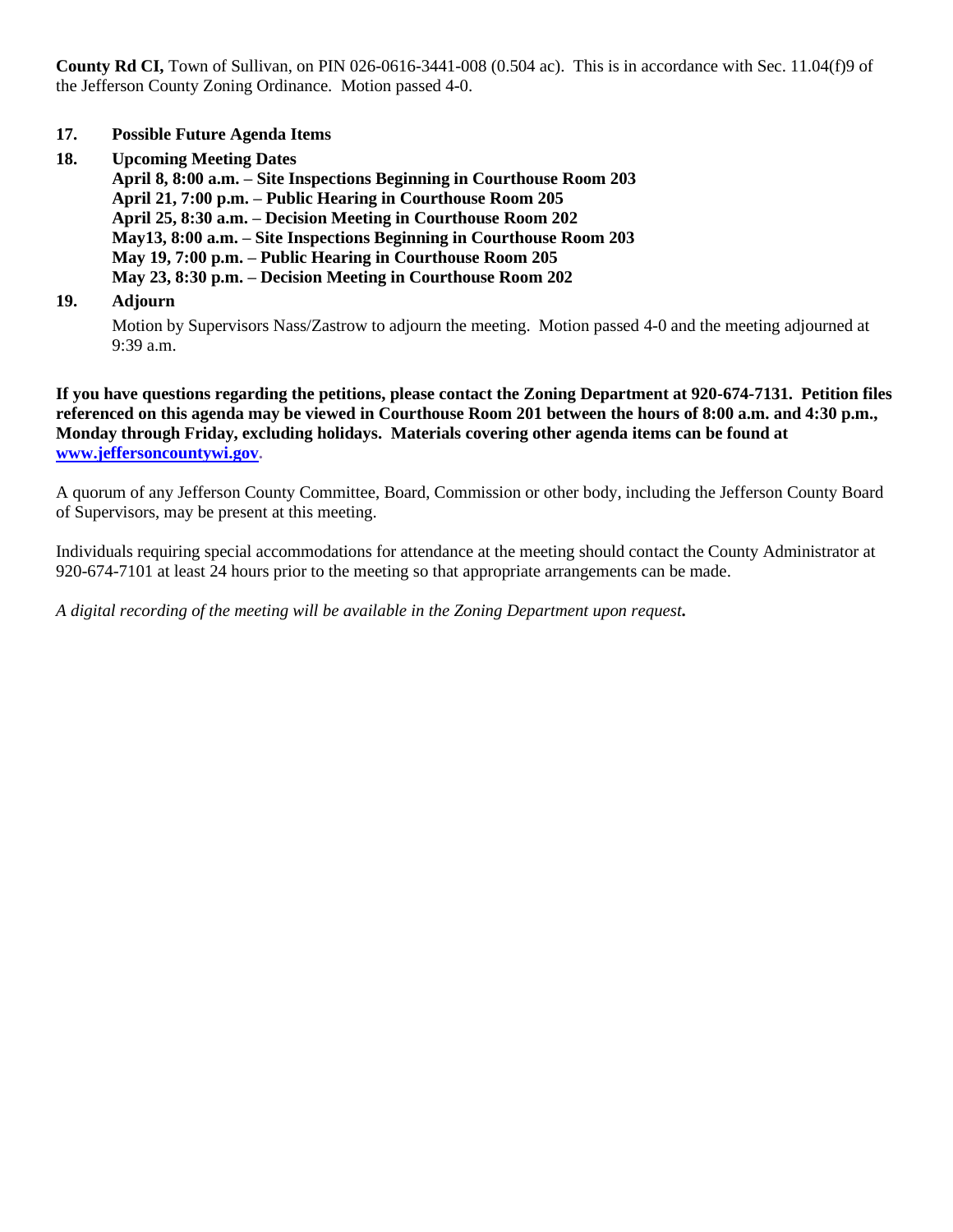**County Rd CI,** Town of Sullivan, on PIN 026-0616-3441-008 (0.504 ac). This is in accordance with Sec. 11.04(f)9 of the Jefferson County Zoning Ordinance. Motion passed 4-0.

**17. Possible Future Agenda Items**

**18. Upcoming Meeting Dates**

**April 8, 8:00 a.m. – Site Inspections Beginning in Courthouse Room 203**
**April 21, 7:00 p.m. – Public Hearing in Courthouse Room 205**
**April 25, 8:30 a.m. – Decision Meeting in Courthouse Room 202**
**May13, 8:00 a.m. – Site Inspections Beginning in Courthouse Room 203**
**May 19, 7:00 p.m. – Public Hearing in Courthouse Room 205**
**May 23, 8:30 p.m. – Decision Meeting in Courthouse Room 202**

**19. Adjourn**

Motion by Supervisors Nass/Zastrow to adjourn the meeting. Motion passed 4-0 and the meeting adjourned at 9:39 a.m.

**If you have questions regarding the petitions, please contact the Zoning Department at 920-674-7131. Petition files referenced on this agenda may be viewed in Courthouse Room 201 between the hours of 8:00 a.m. and 4:30 p.m., Monday through Friday, excluding holidays. Materials covering other agenda items can be found at [www.jeffersoncountywi.gov](www.jeffersoncountywi.gov).**

A quorum of any Jefferson County Committee, Board, Commission or other body, including the Jefferson County Board of Supervisors, may be present at this meeting.

Individuals requiring special accommodations for attendance at the meeting should contact the County Administrator at 920-674-7101 at least 24 hours prior to the meeting so that appropriate arrangements can be made.

*A digital recording of the meeting will be available in the Zoning Department upon request.*